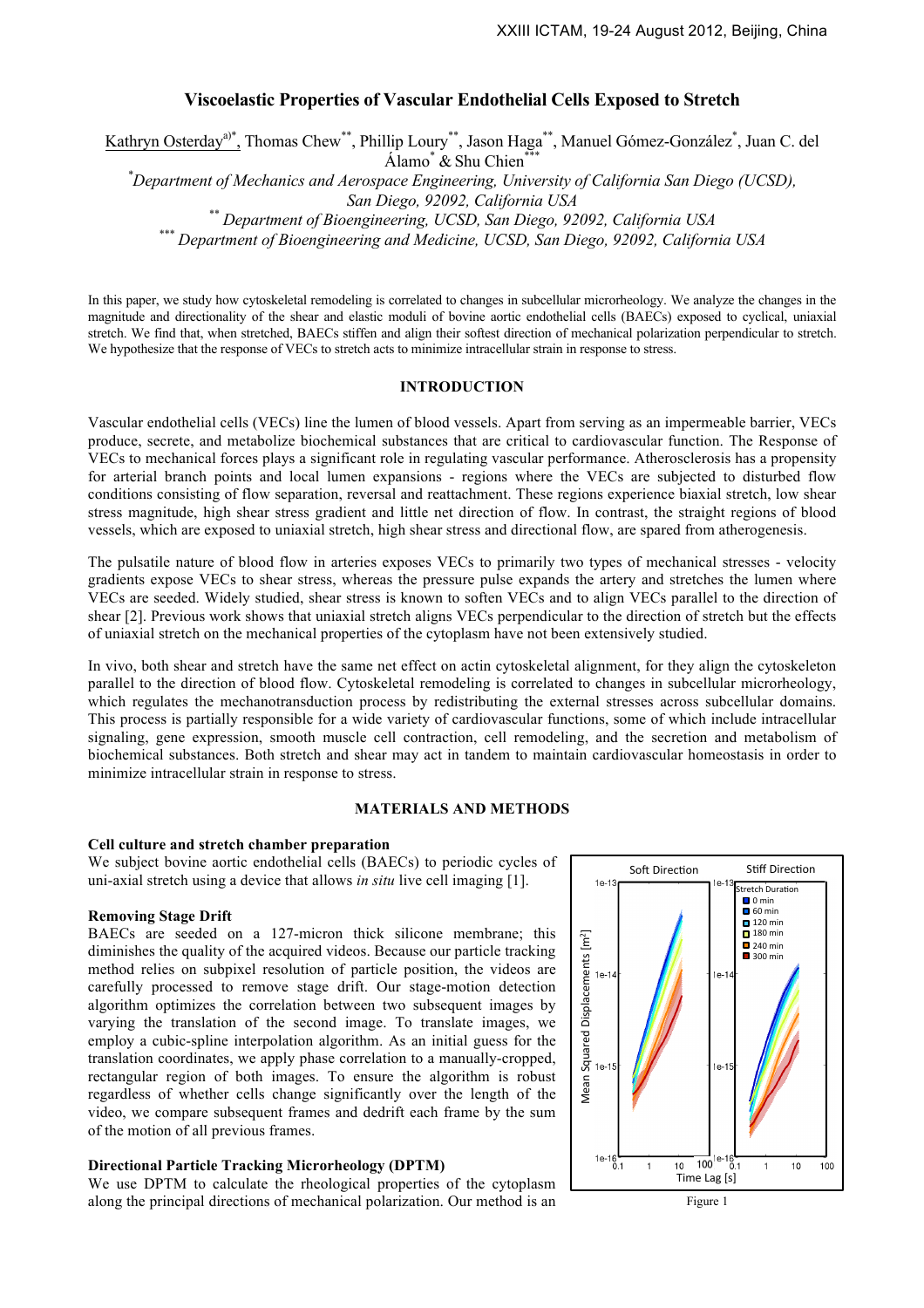# Viscoelastic Properties of Vascular Endothelial Cells Exposed to Stretch

Kathryn Osterday[a)*], Thomas Chew[**], Phillip Loury[**], Jason Haga[**], Manuel Gómez-González[*], Juan C. del Álamo[*] & Shu Chien[***]

[*] *Department of Mechanics and Aerospace Engineering, University of California San Diego (UCSD), San Diego, 92092, California USA*

[**] *Department of Bioengineering, UCSD, San Diego, 92092, California USA*

[***] *Department of Bioengineering and Medicine, UCSD, San Diego, 92092, California USA*

In this paper, we study how cytoskeletal remodeling is correlated to changes in subcellular microrheology. We analyze the changes in the magnitude and directionality of the shear and elastic moduli of bovine aortic endothelial cells (BAECs) exposed to cyclical, uniaxial stretch. We find that, when stretched, BAECs stiffen and align their softest direction of mechanical polarization perpendicular to stretch. We hypothesize that the response of VECs to stretch acts to minimize intracellular strain in response to stress.

## INTRODUCTION

Vascular endothelial cells (VECs) line the lumen of blood vessels. Apart from serving as an impermeable barrier, VECs produce, secrete, and metabolize biochemical substances that are critical to cardiovascular function. The Response of VECs to mechanical forces plays a significant role in regulating vascular performance. Atherosclerosis has a propensity for arterial branch points and local lumen expansions - regions where the VECs are subjected to disturbed flow conditions consisting of flow separation, reversal and reattachment. These regions experience biaxial stretch, low shear stress magnitude, high shear stress gradient and little net direction of flow. In contrast, the straight regions of blood vessels, which are exposed to uniaxial stretch, high shear stress and directional flow, are spared from atherogenesis.

The pulsatile nature of blood flow in arteries exposes VECs to primarily two types of mechanical stresses - velocity gradients expose VECs to shear stress, whereas the pressure pulse expands the artery and stretches the lumen where VECs are seeded. Widely studied, shear stress is known to soften VECs and to align VECs parallel to the direction of shear [2]. Previous work shows that uniaxial stretch aligns VECs perpendicular to the direction of stretch but the effects of uniaxial stretch on the mechanical properties of the cytoplasm have not been extensively studied.

In vivo, both shear and stretch have the same net effect on actin cytoskeletal alignment, for they align the cytoskeleton parallel to the direction of blood flow. Cytoskeletal remodeling is correlated to changes in subcellular microrheology, which regulates the mechanotransduction process by redistributing the external stresses across subcellular domains. This process is partially responsible for a wide variety of cardiovascular functions, some of which include intracellular signaling, gene expression, smooth muscle cell contraction, cell remodeling, and the secretion and metabolism of biochemical substances. Both stretch and shear may act in tandem to maintain cardiovascular homeostasis in order to minimize intracellular strain in response to stress.

## MATERIALS AND METHODS

### Cell culture and stretch chamber preparation

We subject bovine aortic endothelial cells (BAECs) to periodic cycles of uni-axial stretch using a device that allows *in situ* live cell imaging [1].

### Removing Stage Drift

BAECs are seeded on a 127-micron thick silicone membrane; this diminishes the quality of the acquired videos. Because our particle tracking method relies on subpixel resolution of particle position, the videos are carefully processed to remove stage drift. Our stage-motion detection algorithm optimizes the correlation between two subsequent images by varying the translation of the second image. To translate images, we employ a cubic-spline interpolation algorithm. As an initial guess for the translation coordinates, we apply phase correlation to a manually-cropped, rectangular region of both images. To ensure the algorithm is robust regardless of whether cells change significantly over the length of the video, we compare subsequent frames and dedrift each frame by the sum of the motion of all previous frames.

### Directional Particle Tracking Microrheology (DPTM)

We use DPTM to calculate the rheological properties of the cytoplasm along the principal directions of mechanical polarization. Our method is an

Figure 1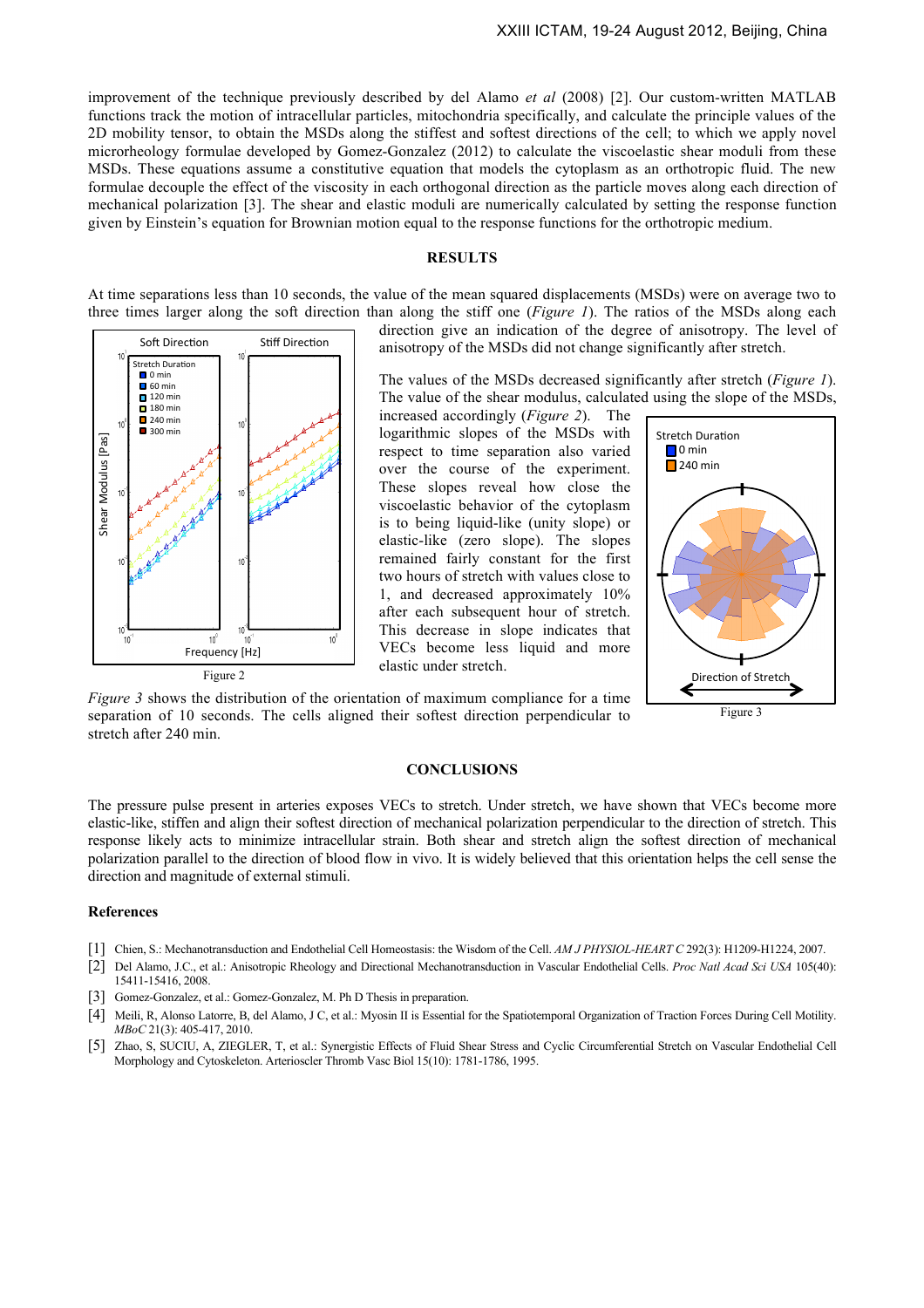improvement of the technique previously described by del Alamo *et al* (2008) [2]. Our custom-written MATLAB functions track the motion of intracellular particles, mitochondria specifically, and calculate the principle values of the 2D mobility tensor, to obtain the MSDs along the stiffest and softest directions of the cell; to which we apply novel microrheology formulae developed by Gomez-Gonzalez (2012) to calculate the viscoelastic shear moduli from these MSDs. These equations assume a constitutive equation that models the cytoplasm as an orthotropic fluid. The new formulae decouple the effect of the viscosity in each orthogonal direction as the particle moves along each direction of mechanical polarization [3]. The shear and elastic moduli are numerically calculated by setting the response function given by Einstein's equation for Brownian motion equal to the response functions for the orthotropic medium.

## RESULTS

At time separations less than 10 seconds, the value of the mean squared displacements (MSDs) were on average two to three times larger along the soft direction than along the stiff one (*Figure 1*). The ratios of the MSDs along each direction give an indication of the degree of anisotropy. The level of anisotropy of the MSDs did not change significantly after stretch.

Soft Direction
Stiff Direction
Stretch Duration
0 min
60 min
120 min
180 min
240 min
300 min
Shear Modulus [Pas]
Frequency [Hz]

Figure 2

The values of the MSDs decreased significantly after stretch (*Figure 1*). The value of the shear modulus, calculated using the slope of the MSDs, increased accordingly (*Figure 2*). The logarithmic slopes of the MSDs with respect to time separation also varied over the course of the experiment. These slopes reveal how close the viscoelastic behavior of the cytoplasm is to being liquid-like (unity slope) or elastic-like (zero slope). The slopes remained fairly constant for the first two hours of stretch with values close to 1, and decreased approximately 10% after each subsequent hour of stretch. This decrease in slope indicates that VECs become less liquid and more elastic under stretch.

Stretch Duration
0 min
240 min
Direction of Stretch

Figure 3

*Figure 3* shows the distribution of the orientation of maximum compliance for a time separation of 10 seconds. The cells aligned their softest direction perpendicular to stretch after 240 min.

## CONCLUSIONS

The pressure pulse present in arteries exposes VECs to stretch. Under stretch, we have shown that VECs become more elastic-like, stiffen and align their softest direction of mechanical polarization perpendicular to the direction of stretch. This response likely acts to minimize intracellular strain. Both shear and stretch align the softest direction of mechanical polarization parallel to the direction of blood flow in vivo. It is widely believed that this orientation helps the cell sense the direction and magnitude of external stimuli.

### References

[1] Chien, S.: Mechanotransduction and Endothelial Cell Homeostasis: the Wisdom of the Cell. *AM J PHYSIOL-HEART C* 292(3): H1209-H1224, 2007.

[2] Del Alamo, J.C., et al.: Anisotropic Rheology and Directional Mechanotransduction in Vascular Endothelial Cells. *Proc Natl Acad Sci USA* 105(40): 15411-15416, 2008.

[3] Gomez-Gonzalez, et al.: Gomez-Gonzalez, M. Ph D Thesis in preparation.

[4] Meili, R, Alonso Latorre, B, del Alamo, J C, et al.: Myosin II is Essential for the Spatiotemporal Organization of Traction Forces During Cell Motility. *MBoC* 21(3): 405-417, 2010.

[5] Zhao, S, SUCIU, A, ZIEGLER, T, et al.: Synergistic Effects of Fluid Shear Stress and Cyclic Circumferential Stretch on Vascular Endothelial Cell Morphology and Cytoskeleton. Arterioscler Thromb Vasc Biol 15(10): 1781-1786, 1995.